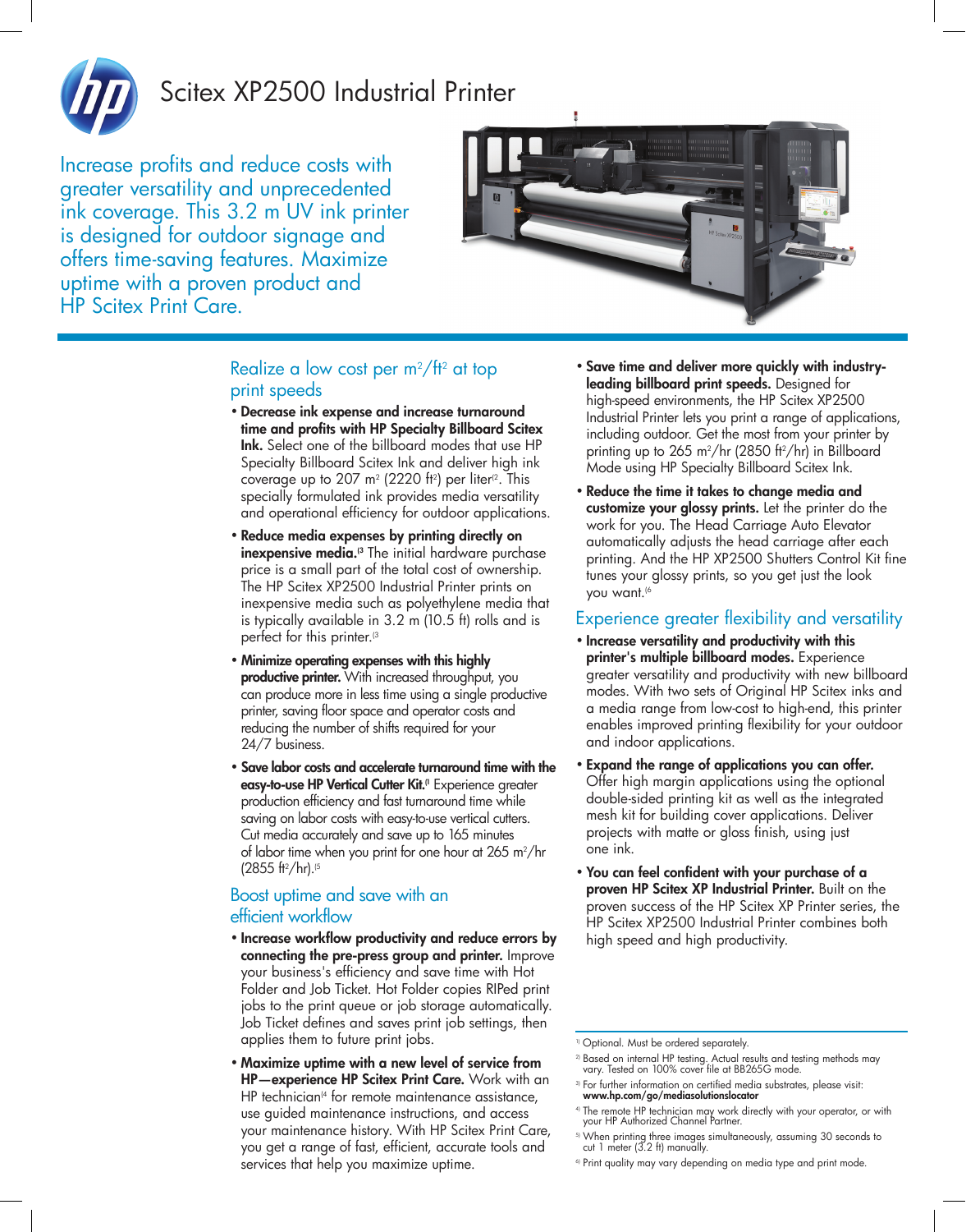# Scitex XP2500 Industrial Printer

Increase profits and reduce costs with greater versatility and unprecedented ink coverage. This 3.2 m UV ink printer is designed for outdoor signage and offers time-saving features. Maximize uptime with a proven product and HP Scitex Print Care.

## Realize a low cost per $m^2/ft^2$ at top print speeds

- **Decrease ink expense and increase turnaround time and profits with HP Specialty Billboard Scitex Ink.** Select one of the billboard modes that use HP Specialty Billboard Scitex Ink and deliver high ink coverage up to 207 $m^2$ (2220 $ft^2$) per liter[2]. This specially formulated ink provides media versatility and operational efficiency for outdoor applications.
- **Reduce media expenses by printing directly on inexpensive media.**[3] The initial hardware purchase price is a small part of the total cost of ownership. The HP Scitex XP2500 Industrial Printer prints on inexpensive media such as polyethylene media that is typically available in 3.2 m (10.5 ft) rolls and is perfect for this printer.[3]
- **Minimize operating expenses with this highly productive printer.** With increased throughput, you can produce more in less time using a single productive printer, saving floor space and operator costs and reducing the number of shifts required for your 24/7 business.
- **Save labor costs and accelerate turnaround time with the easy-to-use HP Vertical Cutter Kit.**[1] Experience greater production efficiency and fast turnaround time while saving on labor costs with easy-to-use vertical cutters. Cut media accurately and save up to 165 minutes of labor time when you print for one hour at 265 $m^2$/hr (2855 $ft^2$/hr).[5]

## Boost uptime and save with an efficient workflow

- **Increase workflow productivity and reduce errors by connecting the pre-press group and printer.** Improve your business's efficiency and save time with Hot Folder and Job Ticket. Hot Folder copies RIPed print jobs to the print queue or job storage automatically. Job Ticket defines and saves print job settings, then applies them to future print jobs.
- **Maximize uptime with a new level of service from HP—experience HP Scitex Print Care.** Work with an HP technician[4] for remote maintenance assistance, use guided maintenance instructions, and access your maintenance history. With HP Scitex Print Care, you get a range of fast, efficient, accurate tools and services that help you maximize uptime.
- **Save time and deliver more quickly with industry-leading billboard print speeds.** Designed for high-speed environments, the HP Scitex XP2500 Industrial Printer lets you print a range of applications, including outdoor. Get the most from your printer by printing up to 265 $m^2$/hr (2850 $ft^2$/hr) in Billboard Mode using HP Specialty Billboard Scitex Ink.
- **Reduce the time it takes to change media and customize your glossy prints.** Let the printer do the work for you. The Head Carriage Auto Elevator automatically adjusts the head carriage after each printing. And the HP XP2500 Shutters Control Kit fine tunes your glossy prints, so you get just the look you want.[6]

## Experience greater flexibility and versatility

- **Increase versatility and productivity with this printer's multiple billboard modes.** Experience greater versatility and productivity with new billboard modes. With two sets of Original HP Scitex inks and a media range from low-cost to high-end, this printer enables improved printing flexibility for your outdoor and indoor applications.
- **Expand the range of applications you can offer.** Offer high margin applications using the optional double-sided printing kit as well as the integrated mesh kit for building cover applications. Deliver projects with matte or gloss finish, using just one ink.
- **You can feel confident with your purchase of a proven HP Scitex XP Industrial Printer.** Built on the proven success of the HP Scitex XP Printer series, the HP Scitex XP2500 Industrial Printer combines both high speed and high productivity.

---

[1] Optional. Must be ordered separately.

[2] Based on internal HP testing. Actual results and testing methods may vary. Tested on 100% cover file at BB265G mode.

[3] For further information on certified media substrates, please visit: **www.hp.com/go/mediasolutionslocator**

[4] The remote HP technician may work directly with your operator, or with your HP Authorized Channel Partner.

[5] When printing three images simultaneously, assuming 30 seconds to cut 1 meter (3.2 ft) manually.

[6] Print quality may vary depending on media type and print mode.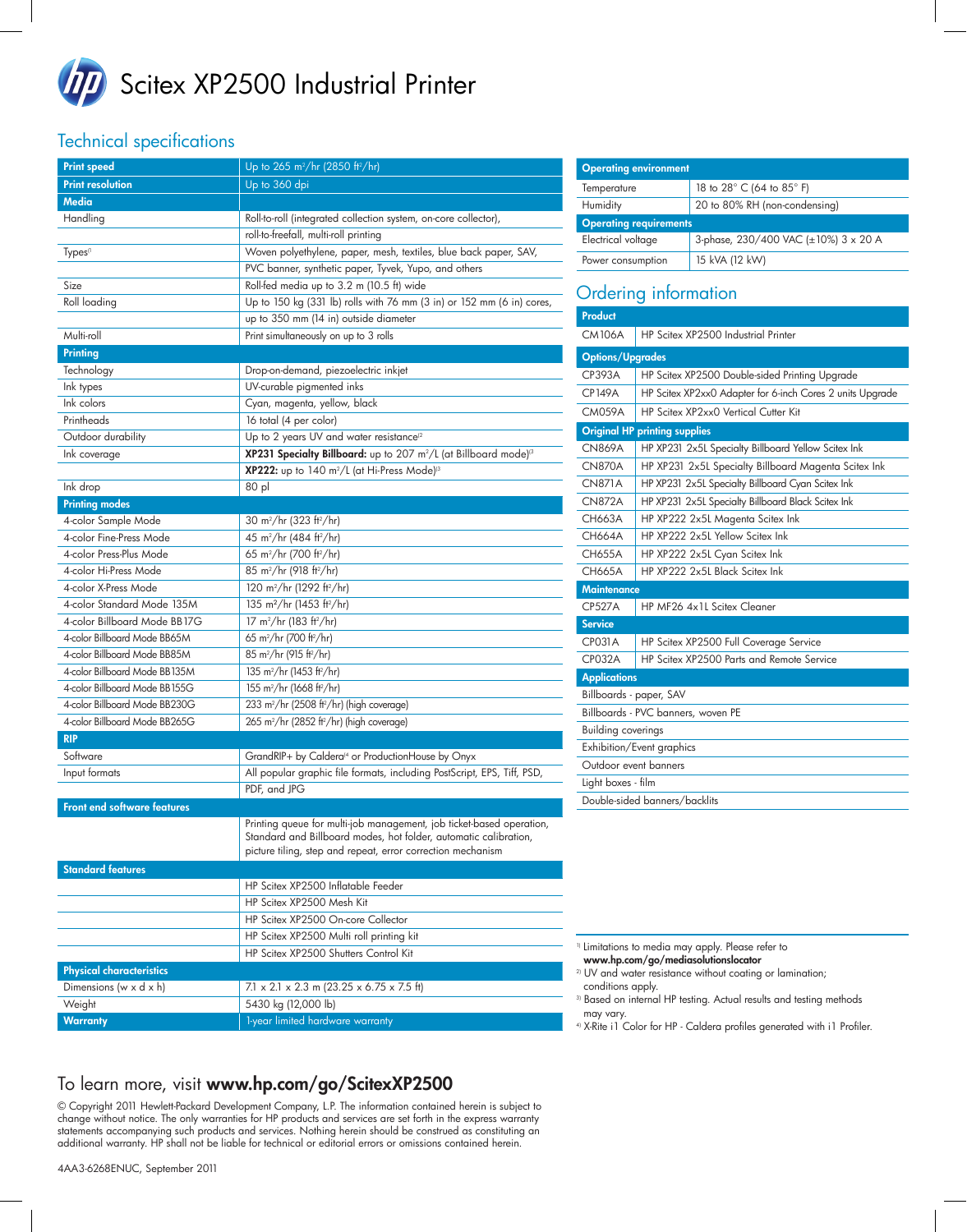# Scitex XP2500 Industrial Printer

## Technical specifications

| | |
|---|---|
| **Print speed** | Up to 265 m²/hr (2850 ft²/hr) |
| **Print resolution** | Up to 360 dpi |
| **Media** | |
| Handling | Roll-to-roll (integrated collection system, on-core collector), roll-to-freefall, multi-roll printing |
| Types[1] | Woven polyethylene, paper, mesh, textiles, blue back paper, SAV, PVC banner, synthetic paper, Tyvek, Yupo, and others |
| Size | Roll-fed media up to 3.2 m (10.5 ft) wide |
| Roll loading | Up to 150 kg (331 lb) rolls with 76 mm (3 in) or 152 mm (6 in) cores, up to 350 mm (14 in) outside diameter |
| Multi-roll | Print simultaneously on up to 3 rolls |
| **Printing** | |
| Technology | Drop-on-demand, piezoelectric inkjet |
| Ink types | UV-curable pigmented inks |
| Ink colors | Cyan, magenta, yellow, black |
| Printheads | 16 total (4 per color) |
| Outdoor durability | Up to 2 years UV and water resistance[2] |
| Ink coverage | **XP231 Specialty Billboard:** up to 207 m²/L (at Billboard mode)[3] |
| | **XP222:** up to 140 m²/L (at Hi-Press Mode)[3] |
| Ink drop | 80 pl |
| **Printing modes** | |
| 4-color Sample Mode | 30 m²/hr (323 ft²/hr) |
| 4-color Fine-Press Mode | 45 m²/hr (484 ft²/hr) |
| 4-color Press-Plus Mode | 65 m²/hr (700 ft²/hr) |
| 4-color Hi-Press Mode | 85 m²/hr (918 ft²/hr) |
| 4-color X-Press Mode | 120 m²/hr (1292 ft²/hr) |
| 4-color Standard Mode 135M | 135 m²/hr (1453 ft²/hr) |
| 4-color Billboard Mode BB17G | 17 m²/hr (183 ft²/hr) |
| 4-color Billboard Mode BB65M | 65 m²/hr (700 ft²/hr) |
| 4-color Billboard Mode BB85M | 85 m²/hr (915 ft²/hr) |
| 4-color Billboard Mode BB135M | 135 m²/hr (1453 ft²/hr) |
| 4-color Billboard Mode BB155G | 155 m²/hr (1668 ft²/hr) |
| 4-color Billboard Mode BB230G | 233 m²/hr (2508 ft²/hr) (high coverage) |
| 4-color Billboard Mode BB265G | 265 m²/hr (2852 ft²/hr) (high coverage) |
| **RIP** | |
| Software | GrandRIP+ by Caldera[4] or ProductionHouse by Onyx |
| Input formats | All popular graphic file formats, including PostScript, EPS, Tiff, PSD, PDF, and JPG |
| **Front end software features** | |
| | Printing queue for multi-job management, job ticket-based operation, Standard and Billboard modes, hot folder, automatic calibration, picture tiling, step and repeat, error correction mechanism |
| **Standard features** | |
| | HP Scitex XP2500 Inflatable Feeder |
| | HP Scitex XP2500 Mesh Kit |
| | HP Scitex XP2500 On-core Collector |
| | HP Scitex XP2500 Multi roll printing kit |
| | HP Scitex XP2500 Shutters Control Kit |
| **Physical characteristics** | |
| Dimensions (w x d x h) | 7.1 x 2.1 x 2.3 m (23.25 x 6.75 x 7.5 ft) |
| Weight | 5430 kg (12,000 lb) |
| **Warranty** | 1-year limited hardware warranty |

| | |
|---|---|
| **Operating environment** | |
| Temperature | 18 to 28° C (64 to 85° F) |
| Humidity | 20 to 80% RH (non-condensing) |
| **Operating requirements** | |
| Electrical voltage | 3-phase, 230/400 VAC (±10%) 3 x 20 A |
| Power consumption | 15 kVA (12 kW) |

## Ordering information

| | |
|---|---|
| **Product** | |
| CM106A | HP Scitex XP2500 Industrial Printer |
| **Options/Upgrades** | |
| CP393A | HP Scitex XP2500 Double-sided Printing Upgrade |
| CP149A | HP Scitex XP2xx0 Adapter for 6-inch Cores 2 units Upgrade |
| CM059A | HP Scitex XP2xx0 Vertical Cutter Kit |
| **Original HP printing supplies** | |
| CN869A | HP XP231 2x5L Specialty Billboard Yellow Scitex Ink |
| CN870A | HP XP231 2x5L Specialty Billboard Magenta Scitex Ink |
| CN871A | HP XP231 2x5L Specialty Billboard Cyan Scitex Ink |
| CN872A | HP XP231 2x5L Specialty Billboard Black Scitex Ink |
| CH663A | HP XP222 2x5L Magenta Scitex Ink |
| CH664A | HP XP222 2x5L Yellow Scitex Ink |
| CH655A | HP XP222 2x5L Cyan Scitex Ink |
| CH665A | HP XP222 2x5L Black Scitex Ink |
| **Maintenance** | |
| CP527A | HP MF26 4x1L Scitex Cleaner |
| **Service** | |
| CP031A | HP Scitex XP2500 Full Coverage Service |
| CP032A | HP Scitex XP2500 Parts and Remote Service |
| **Applications** | |
| Billboards - paper, SAV | |
| Billboards - PVC banners, woven PE | |
| Building coverings | |
| Exhibition/Event graphics | |
| Outdoor event banners | |
| Light boxes - film | |
| Double-sided banners/backlits | |

[1] Limitations to media may apply. Please refer to **www.hp.com/go/mediasolutionslocator**
[2] UV and water resistance without coating or lamination; conditions apply.
[3] Based on internal HP testing. Actual results and testing methods may vary.
[4] X-Rite i1 Color for HP - Caldera profiles generated with i1 Profiler.

## To learn more, visit **www.hp.com/go/ScitexXP2500**

© Copyright 2011 Hewlett-Packard Development Company, L.P. The information contained herein is subject to change without notice. The only warranties for HP products and services are set forth in the express warranty statements accompanying such products and services. Nothing herein should be construed as constituting an additional warranty. HP shall not be liable for technical or editorial errors or omissions contained herein.

4AA3-6268ENUC, September 2011